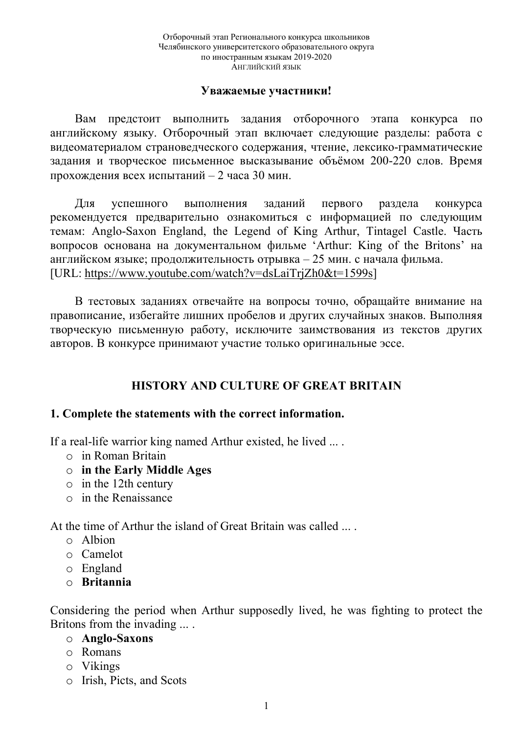Отборочный этап Регионального конкурса школьников
Челябинского университетского образовательного округа
по иностранным языкам 2019-2020
Английский язык

**Уважаемые участники!**

Вам предстоит выполнить задания отборочного этапа конкурса по английскому языку. Отборочный этап включает следующие разделы: работа с видеоматериалом страноведческого содержания, чтение, лексико-грамматические задания и творческое письменное высказывание объёмом 200-220 слов. Время прохождения всех испытаний – 2 часа 30 мин.

Для успешного выполнения заданий первого раздела конкурса рекомендуется предварительно ознакомиться с информацией по следующим темам: Anglo-Saxon England, the Legend of King Arthur, Tintagel Castle. Часть вопросов основана на документальном фильме 'Arthur: King of the Britons' на английском языке; продолжительность отрывка – 25 мин. с начала фильма.
[URL: https://www.youtube.com/watch?v=dsLaiTrjZh0&t=1599s]

В тестовых заданиях отвечайте на вопросы точно, обращайте внимание на правописание, избегайте лишних пробелов и других случайных знаков. Выполняя творческую письменную работу, исключите заимствования из текстов других авторов. В конкурсе принимают участие только оригинальные эссе.

## HISTORY AND CULTURE OF GREAT BRITAIN

### 1. Complete the statements with the correct information.

If a real-life warrior king named Arthur existed, he lived ... .

- in Roman Britain
- **in the Early Middle Ages**
- in the 12th century
- in the Renaissance

At the time of Arthur the island of Great Britain was called ... .

- Albion
- Camelot
- England
- **Britannia**

Considering the period when Arthur supposedly lived, he was fighting to protect the Britons from the invading ... .

- **Anglo-Saxons**
- Romans
- Vikings
- Irish, Picts, and Scots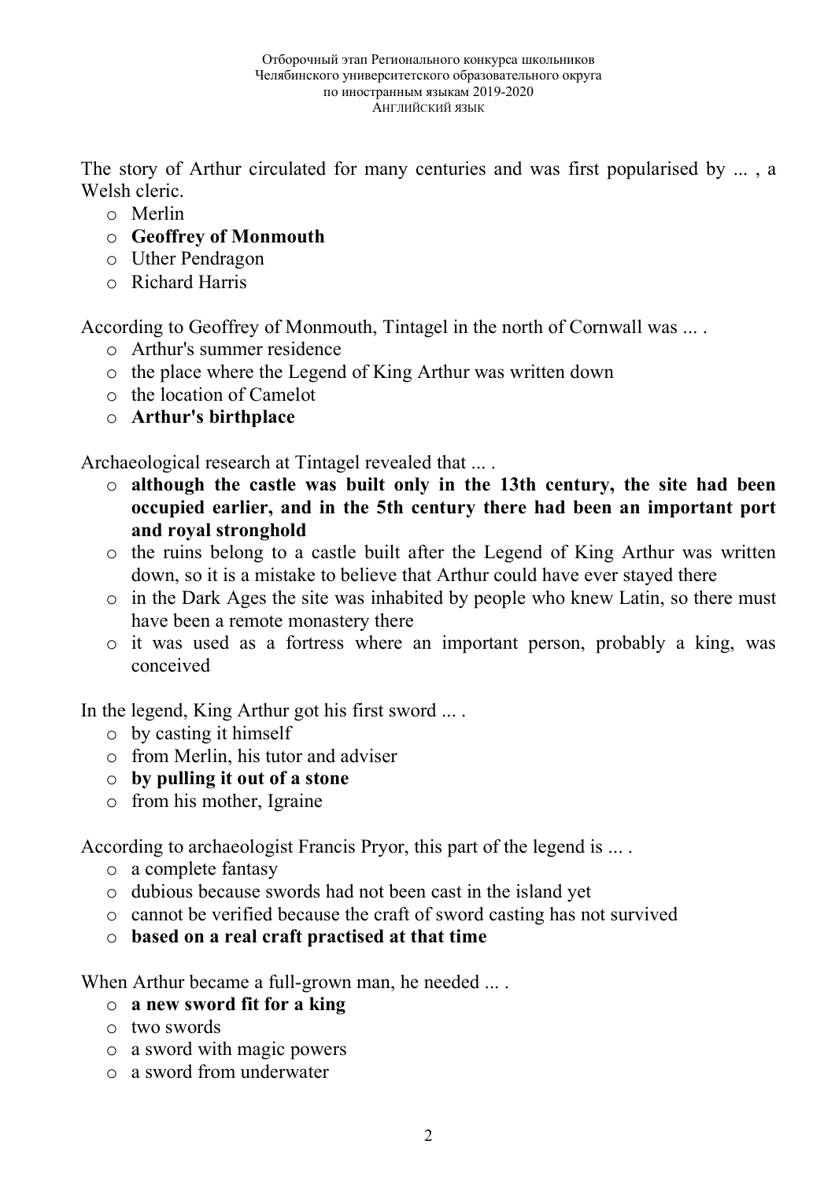The story of Arthur circulated for many centuries and was first popularised by ... , a Welsh cleric.

- Merlin
- **Geoffrey of Monmouth**
- Uther Pendragon
- Richard Harris

According to Geoffrey of Monmouth, Tintagel in the north of Cornwall was ... .

- Arthur's summer residence
- the place where the Legend of King Arthur was written down
- the location of Camelot
- **Arthur's birthplace**

Archaeological research at Tintagel revealed that ... .

- **although the castle was built only in the 13th century, the site had been occupied earlier, and in the 5th century there had been an important port and royal stronghold**
- the ruins belong to a castle built after the Legend of King Arthur was written down, so it is a mistake to believe that Arthur could have ever stayed there
- in the Dark Ages the site was inhabited by people who knew Latin, so there must have been a remote monastery there
- it was used as a fortress where an important person, probably a king, was conceived

In the legend, King Arthur got his first sword ... .

- by casting it himself
- from Merlin, his tutor and adviser
- **by pulling it out of a stone**
- from his mother, Igraine

According to archaeologist Francis Pryor, this part of the legend is ... .

- a complete fantasy
- dubious because swords had not been cast in the island yet
- cannot be verified because the craft of sword casting has not survived
- **based on a real craft practised at that time**

When Arthur became a full-grown man, he needed ... .

- **a new sword fit for a king**
- two swords
- a sword with magic powers
- a sword from underwater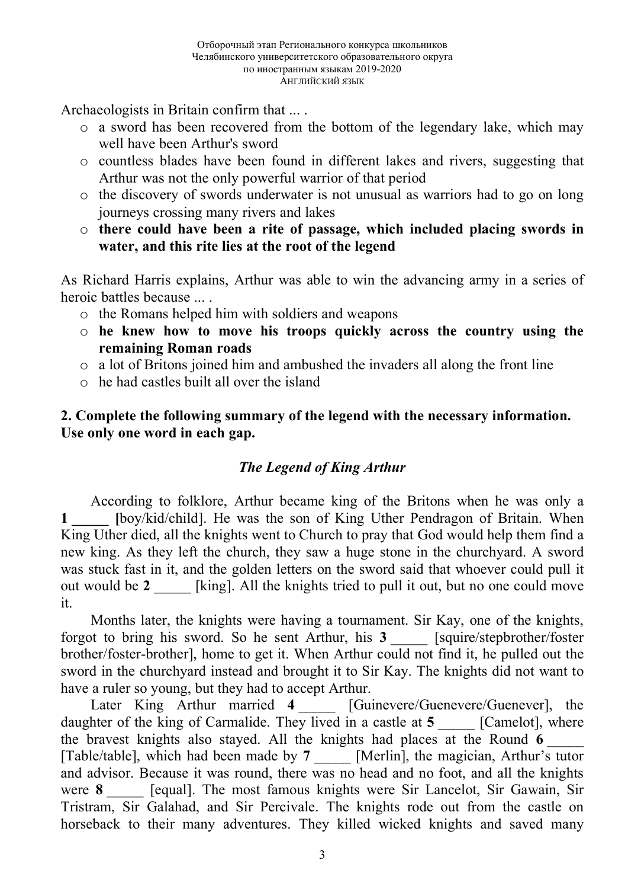Archaeologists in Britain confirm that ... .

- a sword has been recovered from the bottom of the legendary lake, which may well have been Arthur's sword
- countless blades have been found in different lakes and rivers, suggesting that Arthur was not the only powerful warrior of that period
- the discovery of swords underwater is not unusual as warriors had to go on long journeys crossing many rivers and lakes
- **there could have been a rite of passage, which included placing swords in water, and this rite lies at the root of the legend**

As Richard Harris explains, Arthur was able to win the advancing army in a series of heroic battles because ... .

- the Romans helped him with soldiers and weapons
- **he knew how to move his troops quickly across the country using the remaining Roman roads**
- a lot of Britons joined him and ambushed the invaders all along the front line
- he had castles built all over the island

**2. Complete the following summary of the legend with the necessary information. Use only one word in each gap.**

### *The Legend of King Arthur*

According to folklore, Arthur became king of the Britons when he was only a **1 _____ [**boy/kid/child]. He was the son of King Uther Pendragon of Britain. When King Uther died, all the knights went to Church to pray that God would help them find a new king. As they left the church, they saw a huge stone in the churchyard. A sword was stuck fast in it, and the golden letters on the sword said that whoever could pull it out would be **2** _____ [king]. All the knights tried to pull it out, but no one could move it.

Months later, the knights were having a tournament. Sir Kay, one of the knights, forgot to bring his sword. So he sent Arthur, his **3** _____ [squire/stepbrother/foster brother/foster-brother], home to get it. When Arthur could not find it, he pulled out the sword in the churchyard instead and brought it to Sir Kay. The knights did not want to have a ruler so young, but they had to accept Arthur.

Later King Arthur married **4** _____ [Guinevere/Guenevere/Guenever], the daughter of the king of Carmalide. They lived in a castle at **5** _____ [Camelot], where the bravest knights also stayed. All the knights had places at the Round **6** _____ [Table/table], which had been made by **7** _____ [Merlin], the magician, Arthur's tutor and advisor. Because it was round, there was no head and no foot, and all the knights were **8** _____ [equal]. The most famous knights were Sir Lancelot, Sir Gawain, Sir Tristram, Sir Galahad, and Sir Percivale. The knights rode out from the castle on horseback to their many adventures. They killed wicked knights and saved many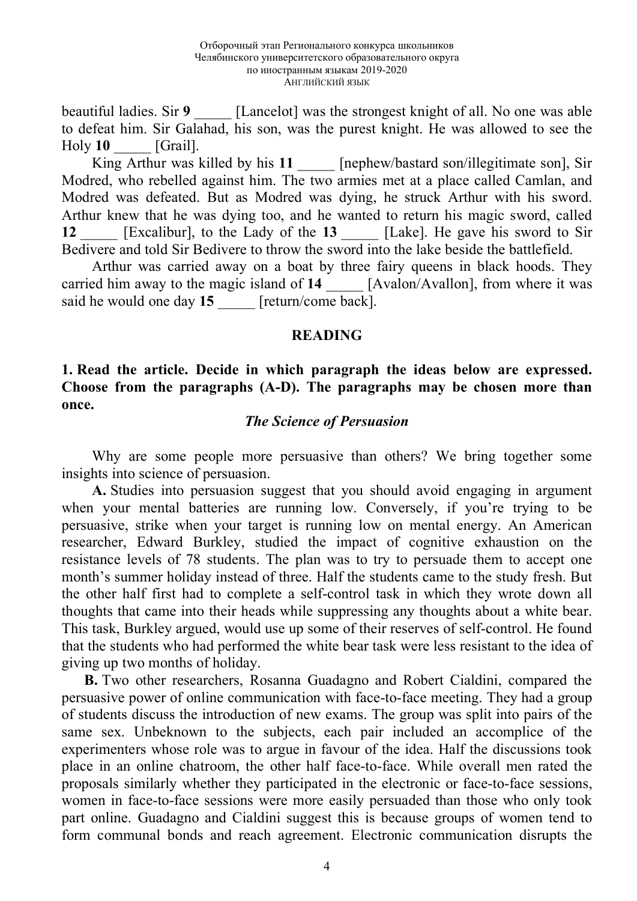beautiful ladies. Sir **9** _____ [Lancelot] was the strongest knight of all. No one was able to defeat him. Sir Galahad, his son, was the purest knight. He was allowed to see the Holy **10** _____ [Grail].

King Arthur was killed by his **11** _____ [nephew/bastard son/illegitimate son], Sir Modred, who rebelled against him. The two armies met at a place called Camlan, and Modred was defeated. But as Modred was dying, he struck Arthur with his sword. Arthur knew that he was dying too, and he wanted to return his magic sword, called **12** _____ [Excalibur], to the Lady of the **13** _____ [Lake]. He gave his sword to Sir Bedivere and told Sir Bedivere to throw the sword into the lake beside the battlefield.

Arthur was carried away on a boat by three fairy queens in black hoods. They carried him away to the magic island of **14** _____ [Avalon/Avallon], from where it was said he would one day **15** _____ [return/come back].

## READING

**1. Read the article. Decide in which paragraph the ideas below are expressed. Choose from the paragraphs (A-D). The paragraphs may be chosen more than once.**

### *The Science of Persuasion*

Why are some people more persuasive than others? We bring together some insights into science of persuasion.

**A.** Studies into persuasion suggest that you should avoid engaging in argument when your mental batteries are running low. Conversely, if you're trying to be persuasive, strike when your target is running low on mental energy. An American researcher, Edward Burkley, studied the impact of cognitive exhaustion on the resistance levels of 78 students. The plan was to try to persuade them to accept one month's summer holiday instead of three. Half the students came to the study fresh. But the other half first had to complete a self-control task in which they wrote down all thoughts that came into their heads while suppressing any thoughts about a white bear. This task, Burkley argued, would use up some of their reserves of self-control. He found that the students who had performed the white bear task were less resistant to the idea of giving up two months of holiday.

**B.** Two other researchers, Rosanna Guadagno and Robert Cialdini, compared the persuasive power of online communication with face-to-face meeting. They had a group of students discuss the introduction of new exams. The group was split into pairs of the same sex. Unbeknown to the subjects, each pair included an accomplice of the experimenters whose role was to argue in favour of the idea. Half the discussions took place in an online chatroom, the other half face-to-face. While overall men rated the proposals similarly whether they participated in the electronic or face-to-face sessions, women in face-to-face sessions were more easily persuaded than those who only took part online. Guadagno and Cialdini suggest this is because groups of women tend to form communal bonds and reach agreement. Electronic communication disrupts the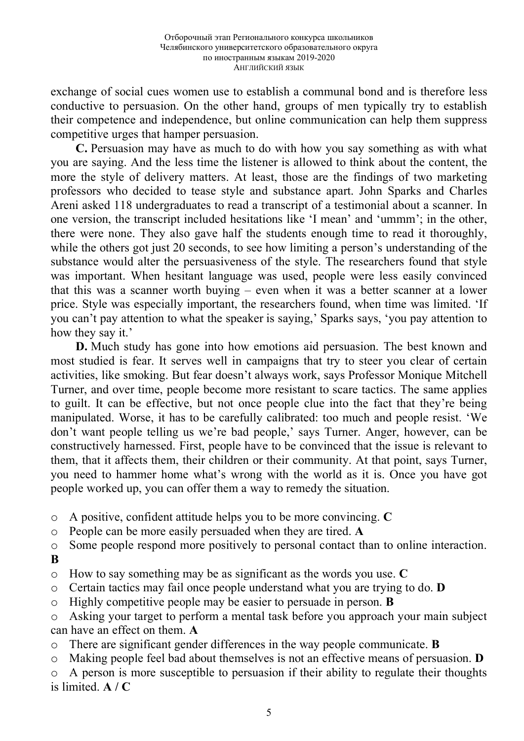exchange of social cues women use to establish a communal bond and is therefore less conductive to persuasion. On the other hand, groups of men typically try to establish their competence and independence, but online communication can help them suppress competitive urges that hamper persuasion.

**C.** Persuasion may have as much to do with how you say something as with what you are saying. And the less time the listener is allowed to think about the content, the more the style of delivery matters. At least, those are the findings of two marketing professors who decided to tease style and substance apart. John Sparks and Charles Areni asked 118 undergraduates to read a transcript of a testimonial about a scanner. In one version, the transcript included hesitations like 'I mean' and 'ummm'; in the other, there were none. They also gave half the students enough time to read it thoroughly, while the others got just 20 seconds, to see how limiting a person's understanding of the substance would alter the persuasiveness of the style. The researchers found that style was important. When hesitant language was used, people were less easily convinced that this was a scanner worth buying – even when it was a better scanner at a lower price. Style was especially important, the researchers found, when time was limited. 'If you can't pay attention to what the speaker is saying,' Sparks says, 'you pay attention to how they say it.'

**D.** Much study has gone into how emotions aid persuasion. The best known and most studied is fear. It serves well in campaigns that try to steer you clear of certain activities, like smoking. But fear doesn't always work, says Professor Monique Mitchell Turner, and over time, people become more resistant to scare tactics. The same applies to guilt. It can be effective, but not once people clue into the fact that they're being manipulated. Worse, it has to be carefully calibrated: too much and people resist. 'We don't want people telling us we're bad people,' says Turner. Anger, however, can be constructively harnessed. First, people have to be convinced that the issue is relevant to them, that it affects them, their children or their community. At that point, says Turner, you need to hammer home what's wrong with the world as it is. Once you have got people worked up, you can offer them a way to remedy the situation.

- A positive, confident attitude helps you to be more convincing. **C**
- People can be more easily persuaded when they are tired. **A**
- Some people respond more positively to personal contact than to online interaction. **B**
- How to say something may be as significant as the words you use. **C**
- Certain tactics may fail once people understand what you are trying to do. **D**
- Highly competitive people may be easier to persuade in person. **B**
- Asking your target to perform a mental task before you approach your main subject can have an effect on them. **A**
- There are significant gender differences in the way people communicate. **B**
- Making people feel bad about themselves is not an effective means of persuasion. **D**
- A person is more susceptible to persuasion if their ability to regulate their thoughts is limited. **A / C**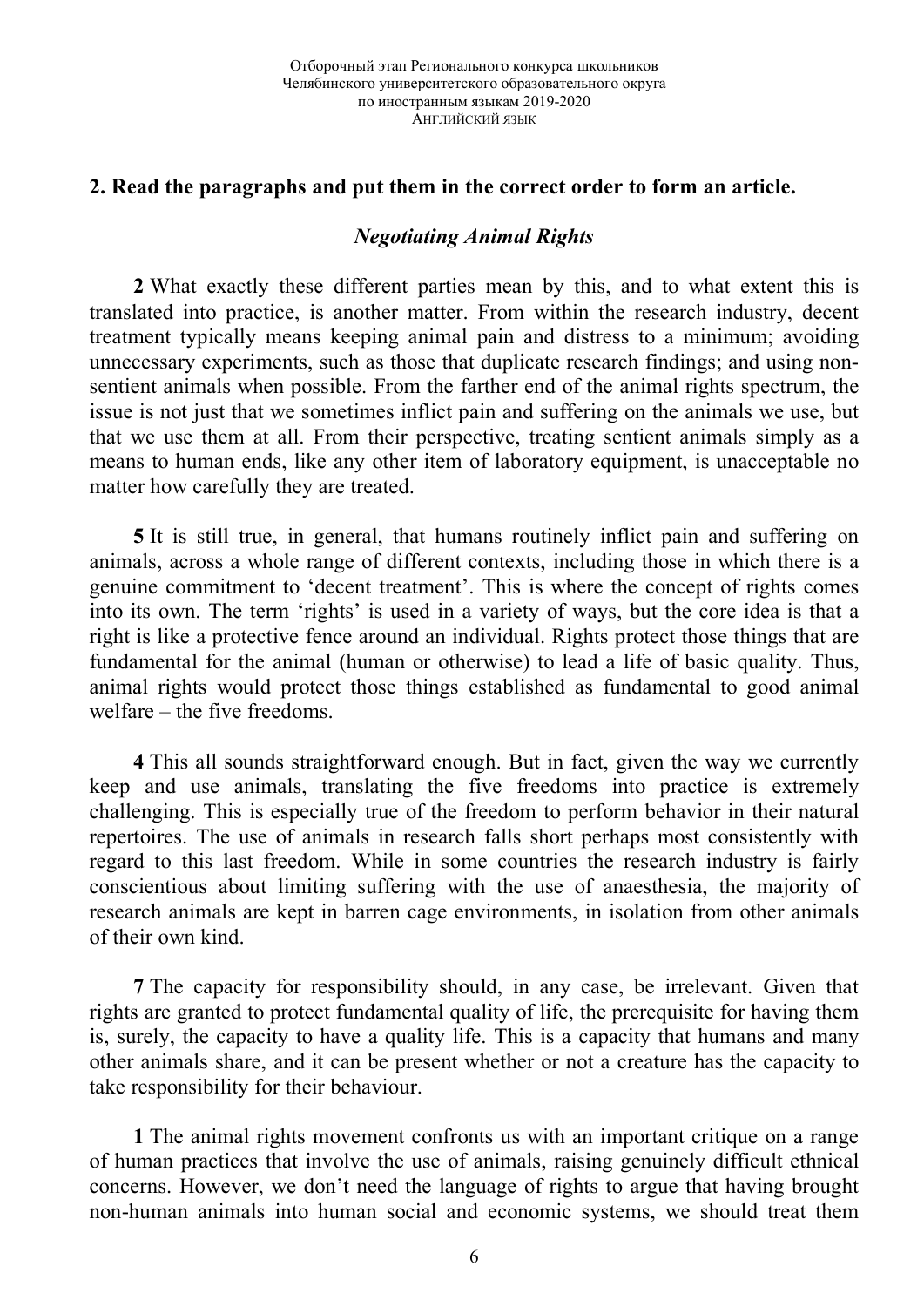## 2. Read the paragraphs and put them in the correct order to form an article.

### *Negotiating Animal Rights*

**2** What exactly these different parties mean by this, and to what extent this is translated into practice, is another matter. From within the research industry, decent treatment typically means keeping animal pain and distress to a minimum; avoiding unnecessary experiments, such as those that duplicate research findings; and using non-sentient animals when possible. From the farther end of the animal rights spectrum, the issue is not just that we sometimes inflict pain and suffering on the animals we use, but that we use them at all. From their perspective, treating sentient animals simply as a means to human ends, like any other item of laboratory equipment, is unacceptable no matter how carefully they are treated.

**5** It is still true, in general, that humans routinely inflict pain and suffering on animals, across a whole range of different contexts, including those in which there is a genuine commitment to 'decent treatment'. This is where the concept of rights comes into its own. The term 'rights' is used in a variety of ways, but the core idea is that a right is like a protective fence around an individual. Rights protect those things that are fundamental for the animal (human or otherwise) to lead a life of basic quality. Thus, animal rights would protect those things established as fundamental to good animal welfare – the five freedoms.

**4** This all sounds straightforward enough. But in fact, given the way we currently keep and use animals, translating the five freedoms into practice is extremely challenging. This is especially true of the freedom to perform behavior in their natural repertoires. The use of animals in research falls short perhaps most consistently with regard to this last freedom. While in some countries the research industry is fairly conscientious about limiting suffering with the use of anaesthesia, the majority of research animals are kept in barren cage environments, in isolation from other animals of their own kind.

**7** The capacity for responsibility should, in any case, be irrelevant. Given that rights are granted to protect fundamental quality of life, the prerequisite for having them is, surely, the capacity to have a quality life. This is a capacity that humans and many other animals share, and it can be present whether or not a creature has the capacity to take responsibility for their behaviour.

**1** The animal rights movement confronts us with an important critique on a range of human practices that involve the use of animals, raising genuinely difficult ethnical concerns. However, we don't need the language of rights to argue that having brought non-human animals into human social and economic systems, we should treat them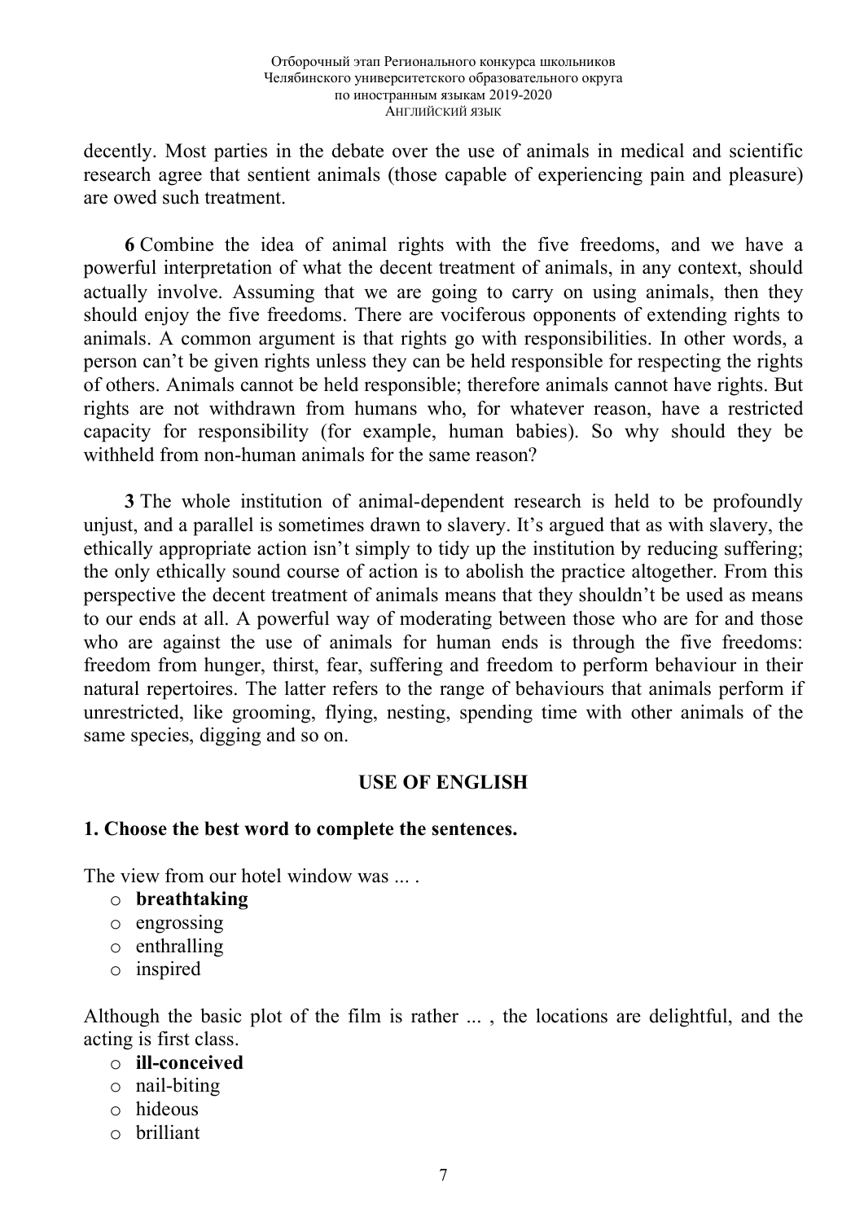decently. Most parties in the debate over the use of animals in medical and scientific research agree that sentient animals (those capable of experiencing pain and pleasure) are owed such treatment.

**6** Combine the idea of animal rights with the five freedoms, and we have a powerful interpretation of what the decent treatment of animals, in any context, should actually involve. Assuming that we are going to carry on using animals, then they should enjoy the five freedoms. There are vociferous opponents of extending rights to animals. A common argument is that rights go with responsibilities. In other words, a person can't be given rights unless they can be held responsible for respecting the rights of others. Animals cannot be held responsible; therefore animals cannot have rights. But rights are not withdrawn from humans who, for whatever reason, have a restricted capacity for responsibility (for example, human babies). So why should they be withheld from non-human animals for the same reason?

**3** The whole institution of animal-dependent research is held to be profoundly unjust, and a parallel is sometimes drawn to slavery. It's argued that as with slavery, the ethically appropriate action isn't simply to tidy up the institution by reducing suffering; the only ethically sound course of action is to abolish the practice altogether. From this perspective the decent treatment of animals means that they shouldn't be used as means to our ends at all. A powerful way of moderating between those who are for and those who are against the use of animals for human ends is through the five freedoms: freedom from hunger, thirst, fear, suffering and freedom to perform behaviour in their natural repertoires. The latter refers to the range of behaviours that animals perform if unrestricted, like grooming, flying, nesting, spending time with other animals of the same species, digging and so on.

## USE OF ENGLISH

### 1. Choose the best word to complete the sentences.

The view from our hotel window was ... .

- **breathtaking**
- engrossing
- enthralling
- inspired

Although the basic plot of the film is rather ... , the locations are delightful, and the acting is first class.

- **ill-conceived**
- nail-biting
- hideous
- brilliant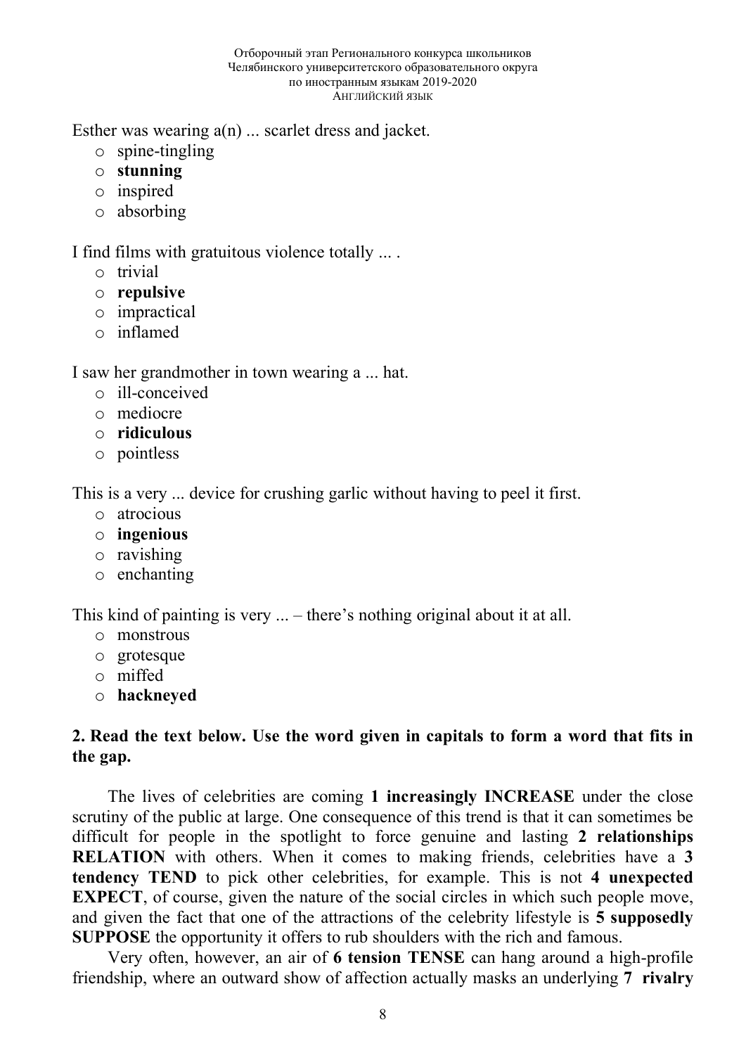Esther was wearing a(n) ... scarlet dress and jacket.

- spine-tingling
- **stunning**
- inspired
- absorbing

I find films with gratuitous violence totally ... .

- trivial
- **repulsive**
- impractical
- inflamed

I saw her grandmother in town wearing a ... hat.

- ill-conceived
- mediocre
- **ridiculous**
- pointless

This is a very ... device for crushing garlic without having to peel it first.

- atrocious
- **ingenious**
- ravishing
- enchanting

This kind of painting is very ... – there's nothing original about it at all.

- monstrous
- grotesque
- miffed
- **hackneyed**

**2. Read the text below. Use the word given in capitals to form a word that fits in the gap.**

The lives of celebrities are coming **1 increasingly INCREASE** under the close scrutiny of the public at large. One consequence of this trend is that it can sometimes be difficult for people in the spotlight to force genuine and lasting **2 relationships RELATION** with others. When it comes to making friends, celebrities have a **3 tendency TEND** to pick other celebrities, for example. This is not **4 unexpected EXPECT**, of course, given the nature of the social circles in which such people move, and given the fact that one of the attractions of the celebrity lifestyle is **5 supposedly SUPPOSE** the opportunity it offers to rub shoulders with the rich and famous.

Very often, however, an air of **6 tension TENSE** can hang around a high-profile friendship, where an outward show of affection actually masks an underlying **7 rivalry**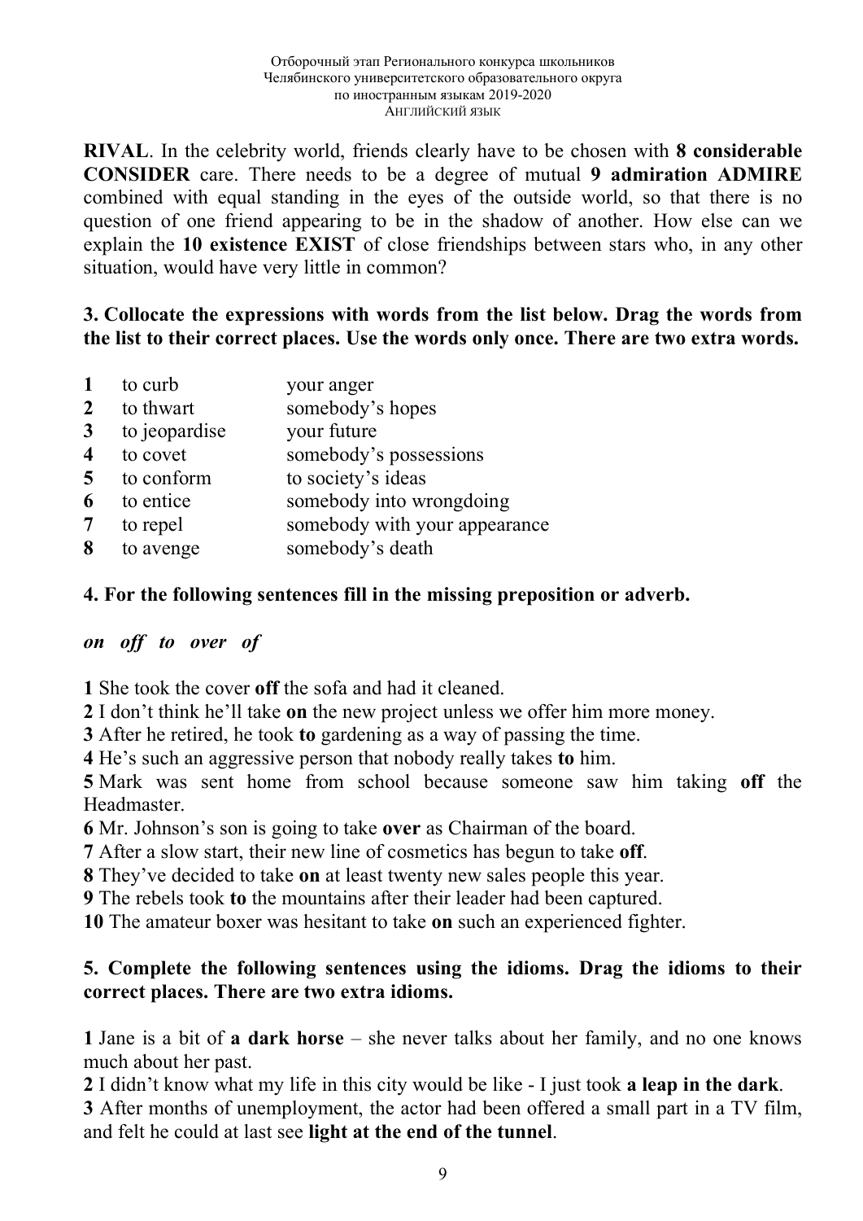**RIVAL**. In the celebrity world, friends clearly have to be chosen with **8 considerable CONSIDER** care. There needs to be a degree of mutual **9 admiration ADMIRE** combined with equal standing in the eyes of the outside world, so that there is no question of one friend appearing to be in the shadow of another. How else can we explain the **10 existence EXIST** of close friendships between stars who, in any other situation, would have very little in common?

### 3. Collocate the expressions with words from the list below. Drag the words from the list to their correct places. Use the words only once. There are two extra words.

| | | |
|---|---|---|
| **1** | to curb | your anger |
| **2** | to thwart | somebody's hopes |
| **3** | to jeopardise | your future |
| **4** | to covet | somebody's possessions |
| **5** | to conform | to society's ideas |
| **6** | to entice | somebody into wrongdoing |
| **7** | to repel | somebody with your appearance |
| **8** | to avenge | somebody's death |

### 4. For the following sentences fill in the missing preposition or adverb.

***on off to over of***

**1** She took the cover **off** the sofa and had it cleaned.
**2** I don't think he'll take **on** the new project unless we offer him more money.
**3** After he retired, he took **to** gardening as a way of passing the time.
**4** He's such an aggressive person that nobody really takes **to** him.
**5** Mark was sent home from school because someone saw him taking **off** the Headmaster.
**6** Mr. Johnson's son is going to take **over** as Chairman of the board.
**7** After a slow start, their new line of cosmetics has begun to take **off**.
**8** They've decided to take **on** at least twenty new sales people this year.
**9** The rebels took **to** the mountains after their leader had been captured.
**10** The amateur boxer was hesitant to take **on** such an experienced fighter.

### 5. Complete the following sentences using the idioms. Drag the idioms to their correct places. There are two extra idioms.

**1** Jane is a bit of **a dark horse** – she never talks about her family, and no one knows much about her past.
**2** I didn't know what my life in this city would be like - I just took **a leap in the dark**.
**3** After months of unemployment, the actor had been offered a small part in a TV film, and felt he could at last see **light at the end of the tunnel**.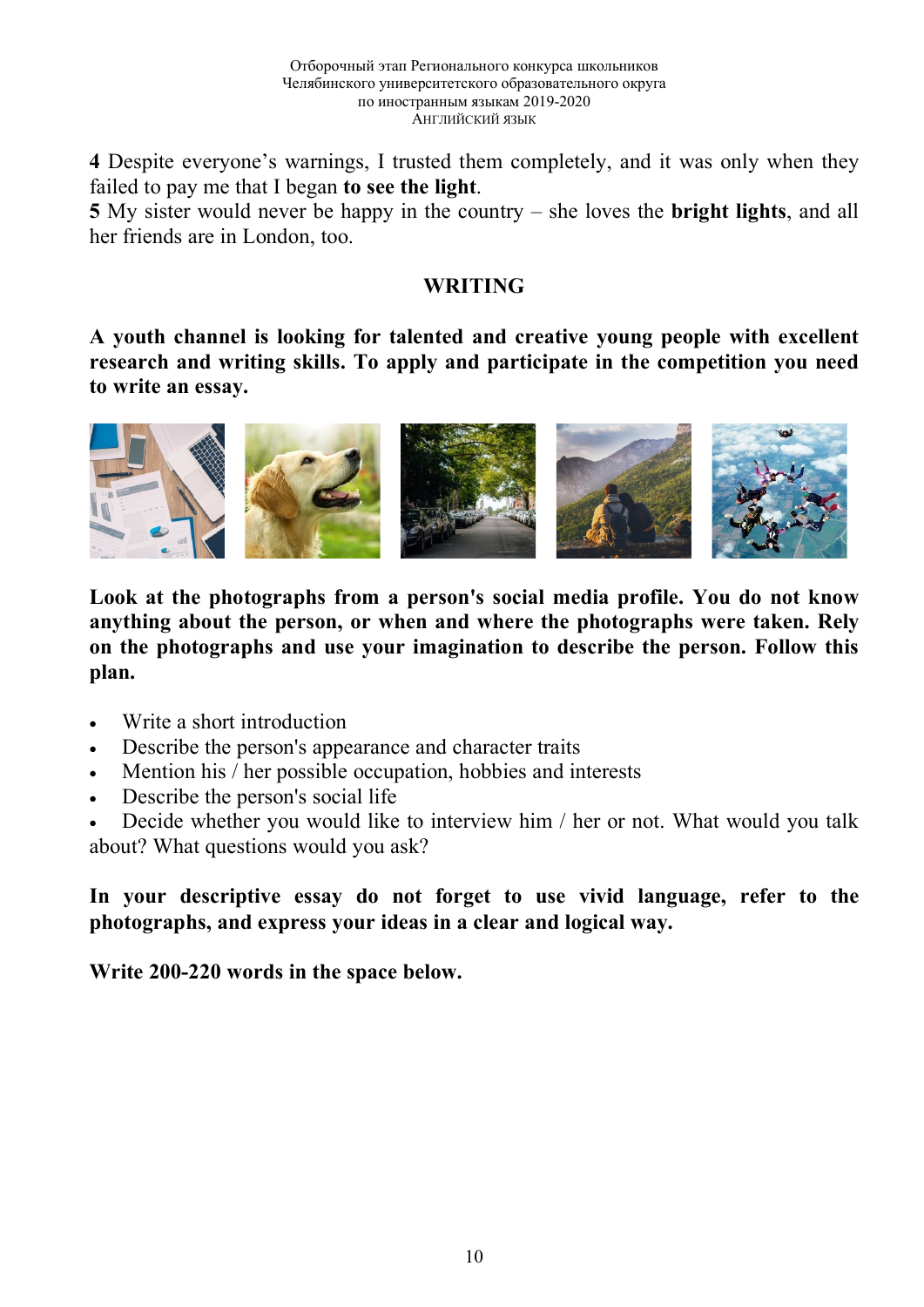**4** Despite everyone's warnings, I trusted them completely, and it was only when they failed to pay me that I began **to see the light**.
**5** My sister would never be happy in the country – she loves the **bright lights**, and all her friends are in London, too.

## WRITING

**A youth channel is looking for talented and creative young people with excellent research and writing skills. To apply and participate in the competition you need to write an essay.**

**Look at the photographs from a person's social media profile. You do not know anything about the person, or when and where the photographs were taken. Rely on the photographs and use your imagination to describe the person. Follow this plan.**

- Write a short introduction
- Describe the person's appearance and character traits
- Mention his / her possible occupation, hobbies and interests
- Describe the person's social life
- Decide whether you would like to interview him / her or not. What would you talk about? What questions would you ask?

**In your descriptive essay do not forget to use vivid language, refer to the photographs, and express your ideas in a clear and logical way.**

**Write 200-220 words in the space below.**